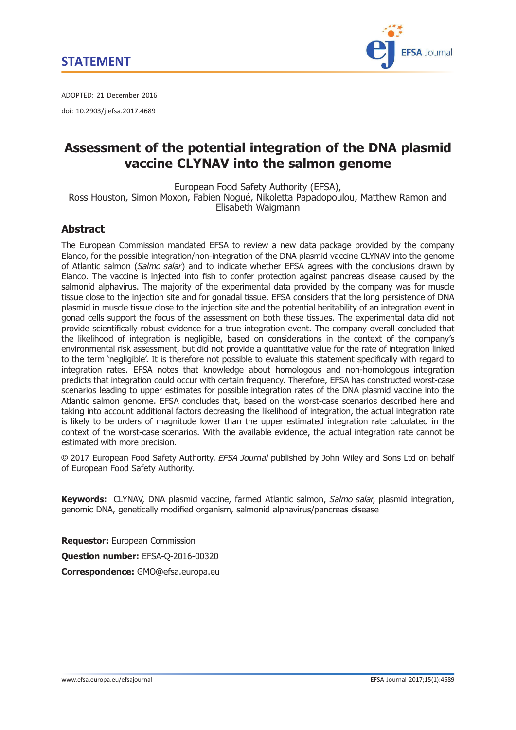**STATEMENT**

ADOPTED: 21 December 2016

doi: 10.2903/j.efsa.2017.4689

# Assessment of the potential integration of the DNA plasmid vaccine CLYNAV into the salmon genome

European Food Safety Authority (EFSA),
Ross Houston, Simon Moxon, Fabien Nogué, Nikoletta Papadopoulou, Matthew Ramon and Elisabeth Waigmann

## Abstract

The European Commission mandated EFSA to review a new data package provided by the company Elanco, for the possible integration/non-integration of the DNA plasmid vaccine CLYNAV into the genome of Atlantic salmon (*Salmo salar*) and to indicate whether EFSA agrees with the conclusions drawn by Elanco. The vaccine is injected into fish to confer protection against pancreas disease caused by the salmonid alphavirus. The majority of the experimental data provided by the company was for muscle tissue close to the injection site and for gonadal tissue. EFSA considers that the long persistence of DNA plasmid in muscle tissue close to the injection site and the potential heritability of an integration event in gonad cells support the focus of the assessment on both these tissues. The experimental data did not provide scientifically robust evidence for a true integration event. The company overall concluded that the likelihood of integration is negligible, based on considerations in the context of the company's environmental risk assessment, but did not provide a quantitative value for the rate of integration linked to the term 'negligible'. It is therefore not possible to evaluate this statement specifically with regard to integration rates. EFSA notes that knowledge about homologous and non-homologous integration predicts that integration could occur with certain frequency. Therefore, EFSA has constructed worst-case scenarios leading to upper estimates for possible integration rates of the DNA plasmid vaccine into the Atlantic salmon genome. EFSA concludes that, based on the worst-case scenarios described here and taking into account additional factors decreasing the likelihood of integration, the actual integration rate is likely to be orders of magnitude lower than the upper estimated integration rate calculated in the context of the worst-case scenarios. With the available evidence, the actual integration rate cannot be estimated with more precision.

© 2017 European Food Safety Authority. *EFSA Journal* published by John Wiley and Sons Ltd on behalf of European Food Safety Authority.

**Keywords:** CLYNAV, DNA plasmid vaccine, farmed Atlantic salmon, *Salmo salar*, plasmid integration, genomic DNA, genetically modified organism, salmonid alphavirus/pancreas disease

**Requestor:** European Commission

**Question number:** EFSA-Q-2016-00320

**Correspondence:** GMO@efsa.europa.eu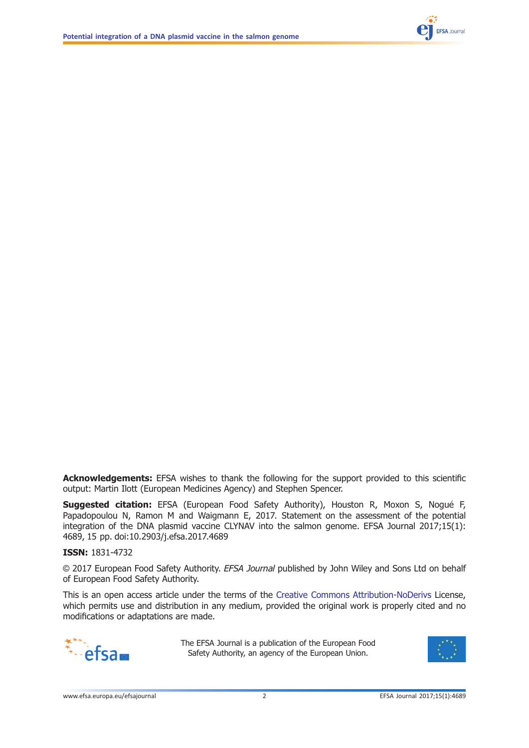**Acknowledgements:** EFSA wishes to thank the following for the support provided to this scientific output: Martin Ilott (European Medicines Agency) and Stephen Spencer.

**Suggested citation:** EFSA (European Food Safety Authority), Houston R, Moxon S, Nogué F, Papadopoulou N, Ramon M and Waigmann E, 2017. Statement on the assessment of the potential integration of the DNA plasmid vaccine CLYNAV into the salmon genome. EFSA Journal 2017;15(1): 4689, 15 pp. doi:10.2903/j.efsa.2017.4689

**ISSN:** 1831-4732

© 2017 European Food Safety Authority. *EFSA Journal* published by John Wiley and Sons Ltd on behalf of European Food Safety Authority.

This is an open access article under the terms of the Creative Commons Attribution-NoDerivs License, which permits use and distribution in any medium, provided the original work is properly cited and no modifications or adaptations are made.

The EFSA Journal is a publication of the European Food Safety Authority, an agency of the European Union.